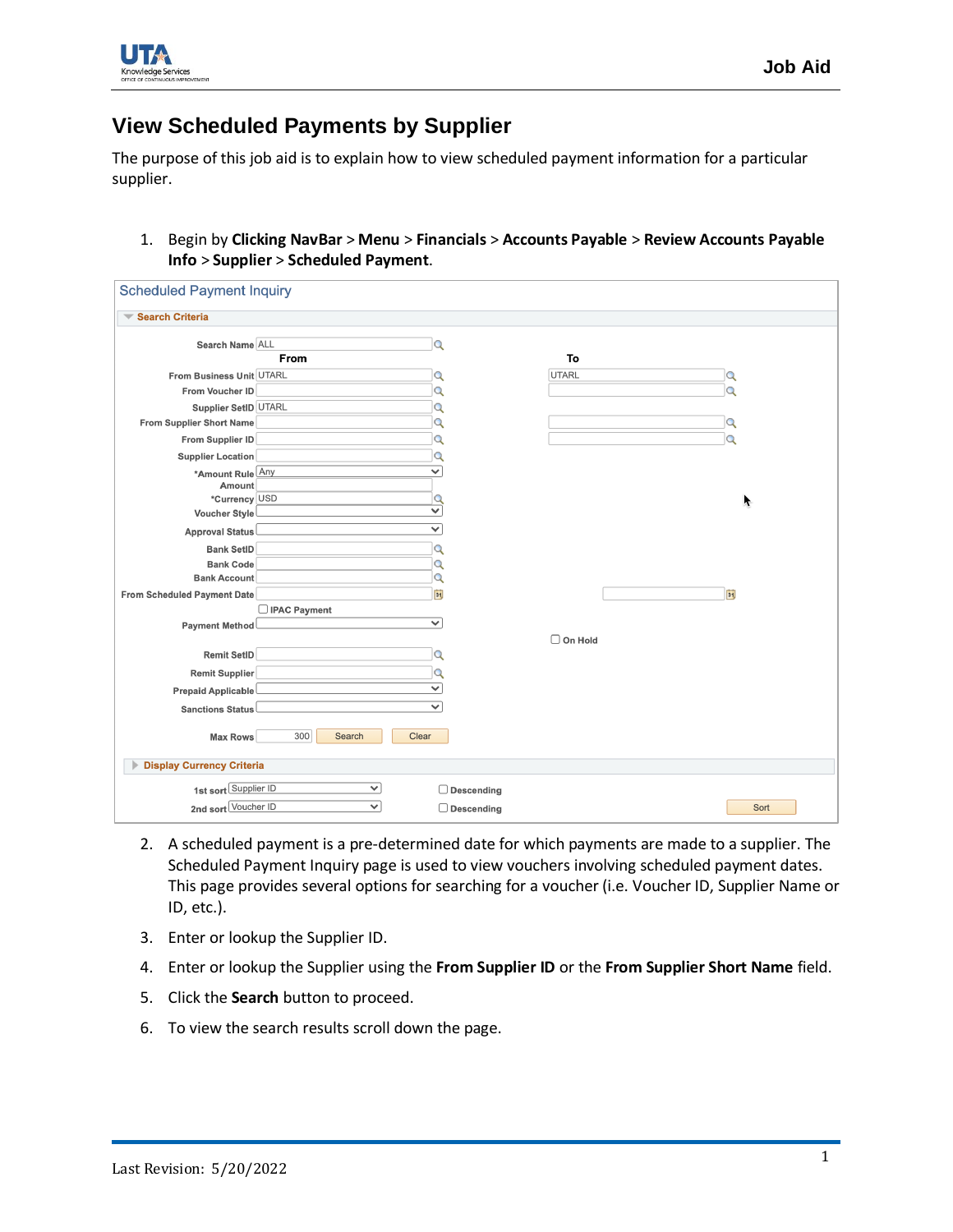# View Scheduled Payments by Supplier

The purpose of this job aid is to explain how to view scheduled payment information for a particular supplier.

1. Begin by **Clicking NavBar** > **Menu** > **Financials** > **Accounts Payable** > **Review Accounts Payable Info** > **Supplier** > **Scheduled Payment**.

2. A scheduled payment is a pre-determined date for which payments are made to a supplier. The Scheduled Payment Inquiry page is used to view vouchers involving scheduled payment dates. This page provides several options for searching for a voucher (i.e. Voucher ID, Supplier Name or ID, etc.).

3. Enter or lookup the Supplier ID.

4. Enter or lookup the Supplier using the **From Supplier ID** or the **From Supplier Short Name** field.

5. Click the **Search** button to proceed.

6. To view the search results scroll down the page.

Last Revision: 5/20/2022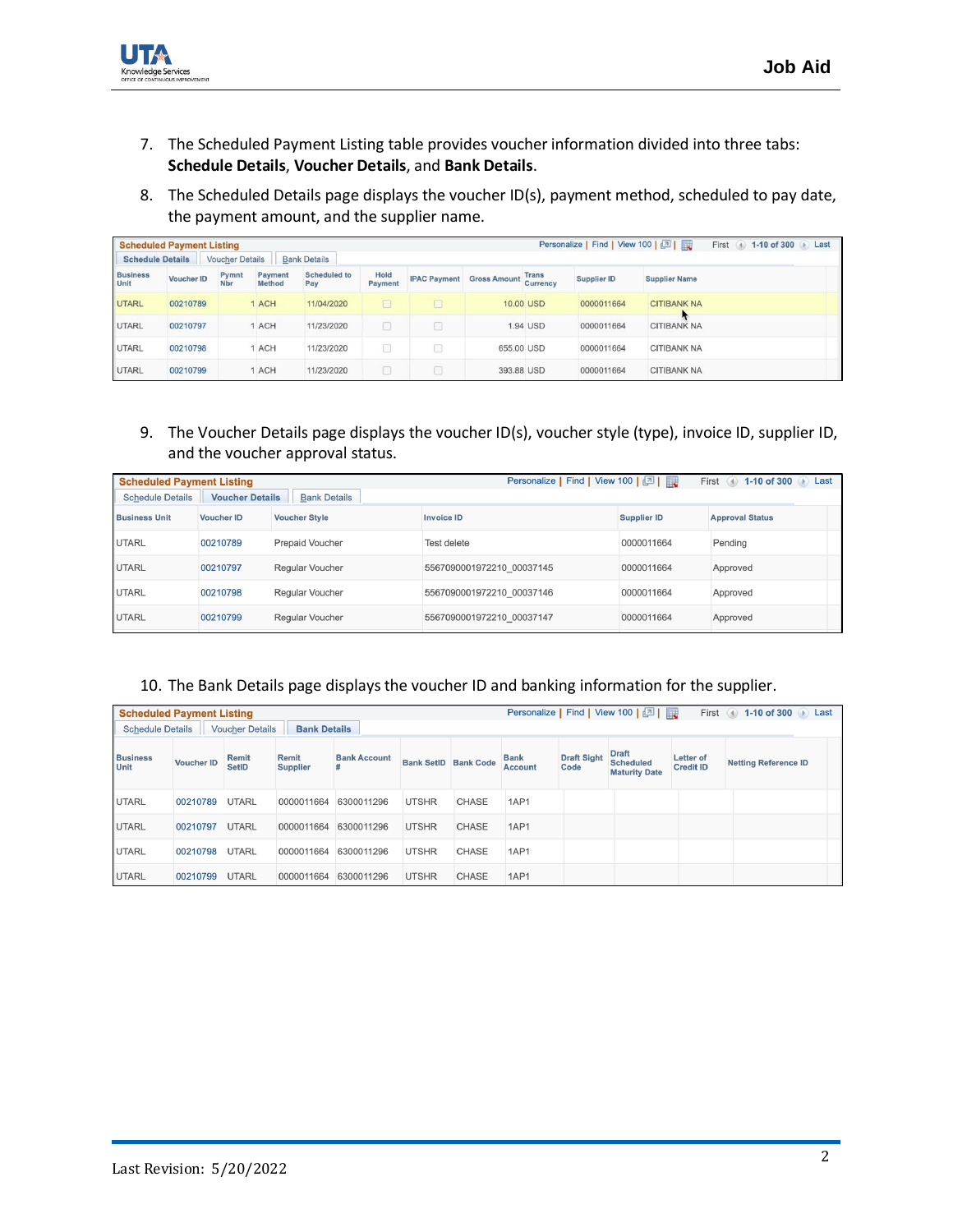7. The Scheduled Payment Listing table provides voucher information divided into three tabs: **Schedule Details**, **Voucher Details**, and **Bank Details**.
8. The Scheduled Details page displays the voucher ID(s), payment method, scheduled to pay date, the payment amount, and the supplier name.

**Scheduled Payment Listing** — Schedule Details | Voucher Details | Bank Details — Personalize | Find | View 100 | First 1-10 of 300 Last

| Business Unit | Voucher ID | Pymnt Nbr | Payment Method | Scheduled to Pay | Hold Payment | IPAC Payment | Gross Amount | Trans Currency | Supplier ID | Supplier Name |
|---|---|---|---|---|---|---|---|---|---|---|
| UTARL | 00210789 | 1 | ACH | 11/04/2020 | | | 10.00 | USD | 0000011664 | CITIBANK NA |
| UTARL | 00210797 | 1 | ACH | 11/23/2020 | | | 1.94 | USD | 0000011664 | CITIBANK NA |
| UTARL | 00210798 | 1 | ACH | 11/23/2020 | | | 655.00 | USD | 0000011664 | CITIBANK NA |
| UTARL | 00210799 | 1 | ACH | 11/23/2020 | | | 393.88 | USD | 0000011664 | CITIBANK NA |

9. The Voucher Details page displays the voucher ID(s), voucher style (type), invoice ID, supplier ID, and the voucher approval status.

**Scheduled Payment Listing** — Schedule Details | Voucher Details | Bank Details — Personalize | Find | View 100 | First 1-10 of 300 Last

| Business Unit | Voucher ID | Voucher Style | Invoice ID | Supplier ID | Approval Status |
|---|---|---|---|---|---|
| UTARL | 00210789 | Prepaid Voucher | Test delete | 0000011664 | Pending |
| UTARL | 00210797 | Regular Voucher | 5567090001972210_00037145 | 0000011664 | Approved |
| UTARL | 00210798 | Regular Voucher | 5567090001972210_00037146 | 0000011664 | Approved |
| UTARL | 00210799 | Regular Voucher | 5567090001972210_00037147 | 0000011664 | Approved |

10. The Bank Details page displays the voucher ID and banking information for the supplier.

**Scheduled Payment Listing** — Schedule Details | Voucher Details | Bank Details — Personalize | Find | View 100 | First 1-10 of 300 Last

| Business Unit | Voucher ID | Remit SetID | Remit Supplier | Bank Account # | Bank SetID | Bank Code | Bank Account | Draft Sight Code | Draft Scheduled Maturity Date | Letter of Credit ID | Netting Reference ID |
|---|---|---|---|---|---|---|---|---|---|---|---|
| UTARL | 00210789 | UTARL | 0000011664 | 6300011296 | UTSHR | CHASE | 1AP1 | | | | |
| UTARL | 00210797 | UTARL | 0000011664 | 6300011296 | UTSHR | CHASE | 1AP1 | | | | |
| UTARL | 00210798 | UTARL | 0000011664 | 6300011296 | UTSHR | CHASE | 1AP1 | | | | |
| UTARL | 00210799 | UTARL | 0000011664 | 6300011296 | UTSHR | CHASE | 1AP1 | | | | |

Last Revision: 5/20/2022